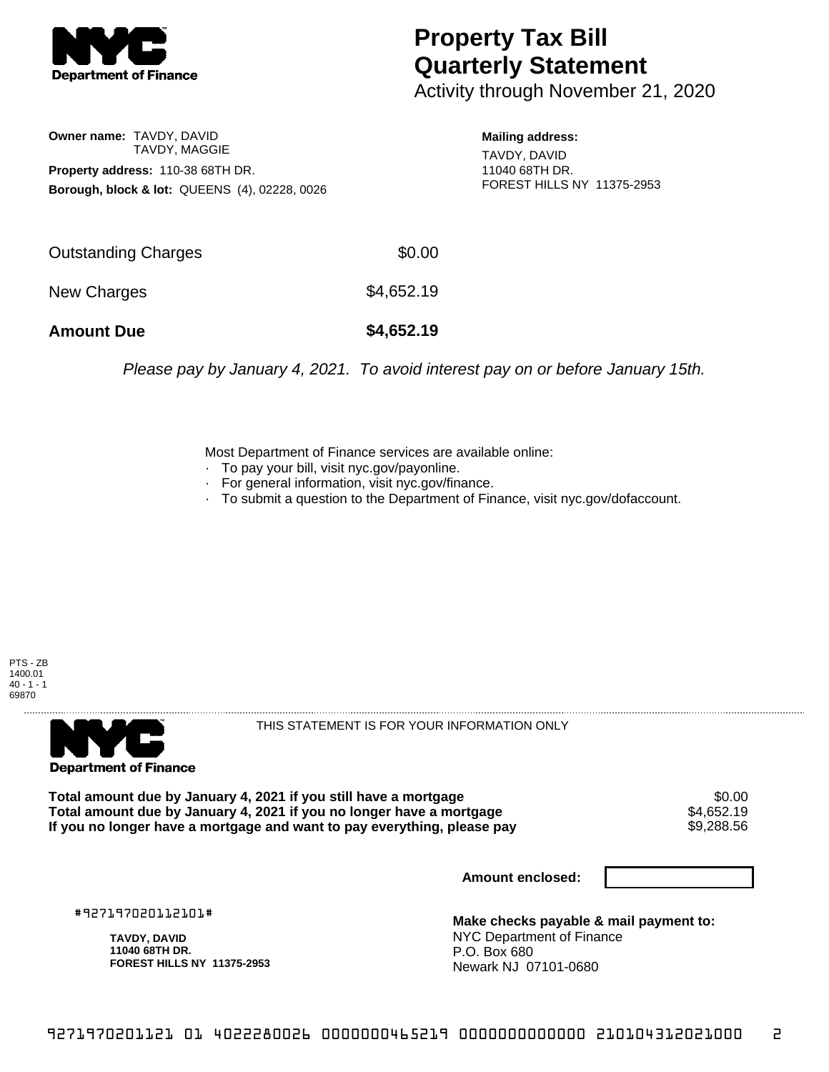**NYC Department of Finance**

# Property Tax Bill Quarterly Statement

Activity through November 21, 2020

**Owner name:** TAVDY, DAVID
TAVDY, MAGGIE

**Property address:** 110-38 68TH DR.

**Borough, block & lot:** QUEENS (4), 02228, 0026

**Mailing address:**
TAVDY, DAVID
11040 68TH DR.
FOREST HILLS NY 11375-2953

| | |
|---|---|
| Outstanding Charges | $0.00 |
| New Charges | $4,652.19 |
| **Amount Due** | **$4,652.19** |

*Please pay by January 4, 2021. To avoid interest pay on or before January 15th.*

Most Department of Finance services are available online:

- To pay your bill, visit nyc.gov/payonline.
- For general information, visit nyc.gov/finance.
- To submit a question to the Department of Finance, visit nyc.gov/dofaccount.

PTS - ZB
1400.01
40 - 1 - 1
69870

**NYC Department of Finance**

THIS STATEMENT IS FOR YOUR INFORMATION ONLY

| | |
|---|---|
| **Total amount due by January 4, 2021 if you still have a mortgage** | $0.00 |
| **Total amount due by January 4, 2021 if you no longer have a mortgage** | $4,652.19 |
| **If you no longer have a mortgage and want to pay everything, please pay** | $9,288.56 |

**Amount enclosed:**

#927197020112101#

**TAVDY, DAVID**
**11040 68TH DR.**
**FOREST HILLS NY 11375-2953**

**Make checks payable & mail payment to:**
NYC Department of Finance
P.O. Box 680
Newark NJ 07101-0680

9271970201121 01 4022280026 0000000465219 0000000000000 210104312021000 2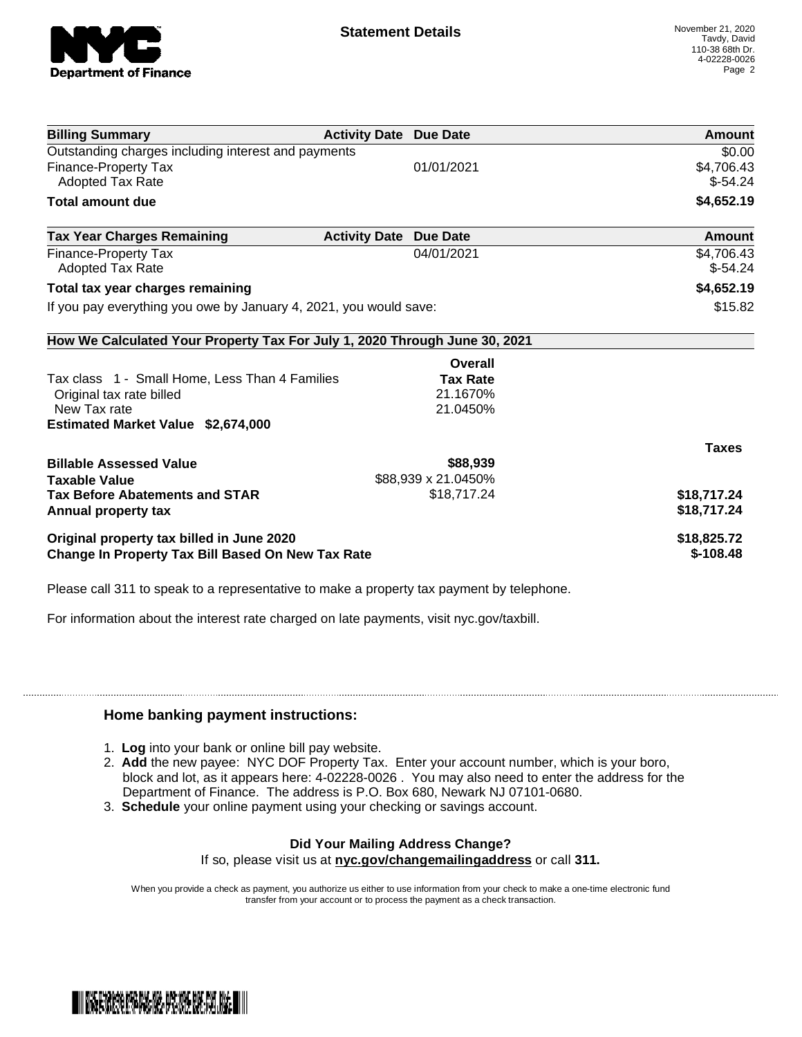**Statement Details**

November 21, 2020
Tavdy, David
110-38 68th Dr.
4-02228-0026

| Billing Summary | Activity Date | Due Date | Amount |
|---|---|---|---|
| Outstanding charges including interest and payments | | | $0.00 |
| Finance-Property Tax | | 01/01/2021 | $4,706.43 |
| Adopted Tax Rate | | | $-54.24 |
| **Total amount due** | | | **$4,652.19** |

| Tax Year Charges Remaining | Activity Date | Due Date | Amount |
|---|---|---|---|
| Finance-Property Tax | | 04/01/2021 | $4,706.43 |
| Adopted Tax Rate | | | $-54.24 |
| **Total tax year charges remaining** | | | **$4,652.19** |
| If you pay everything you owe by January 4, 2021, you would save: | | | $15.82 |

**How We Calculated Your Property Tax For July 1, 2020 Through June 30, 2021**

| | Overall Tax Rate | |
|---|---|---|
| Tax class 1 - Small Home, Less Than 4 Families | | |
| Original tax rate billed | 21.1670% | |
| New Tax rate | 21.0450% | |
| **Estimated Market Value $2,674,000** | | |
| | | **Taxes** |
| **Billable Assessed Value** | **$88,939** | |
| **Taxable Value** | $88,939 x 21.0450% | |
| **Tax Before Abatements and STAR** | $18,717.24 | **$18,717.24** |
| **Annual property tax** | | **$18,717.24** |
| **Original property tax billed in June 2020** | | **$18,825.72** |
| **Change In Property Tax Bill Based On New Tax Rate** | | **$-108.48** |

Please call 311 to speak to a representative to make a property tax payment by telephone.

For information about the interest rate charged on late payments, visit nyc.gov/taxbill.

## Home banking payment instructions:

1. **Log** into your bank or online bill pay website.
2. **Add** the new payee: NYC DOF Property Tax. Enter your account number, which is your boro, block and lot, as it appears here: 4-02228-0026 . You may also need to enter the address for the Department of Finance. The address is P.O. Box 680, Newark NJ 07101-0680.
3. **Schedule** your online payment using your checking or savings account.

**Did Your Mailing Address Change?**
If so, please visit us at **nyc.gov/changemailingaddress** or call **311.**

When you provide a check as payment, you authorize us either to use information from your check to make a one-time electronic fund transfer from your account or to process the payment as a check transaction.